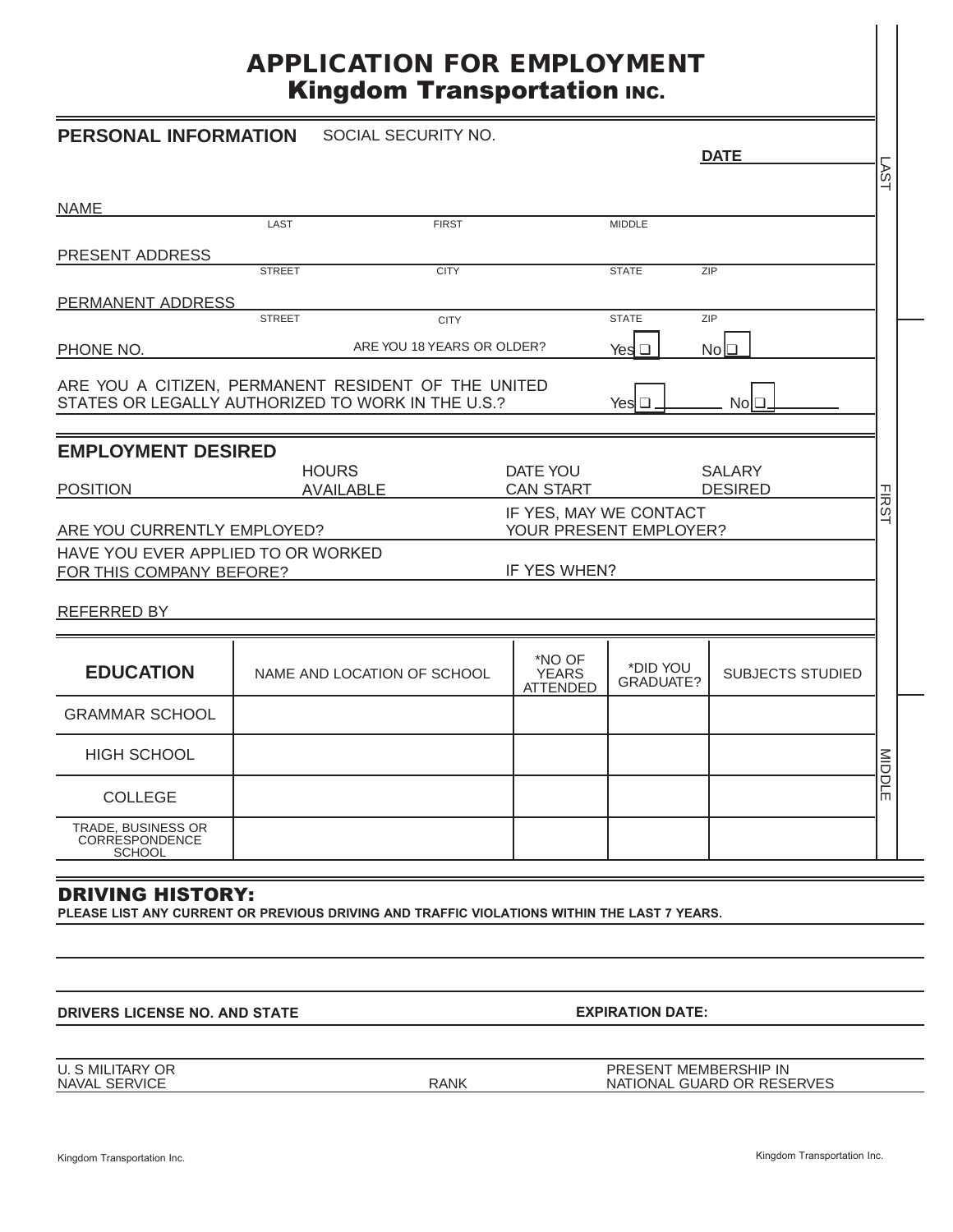# APPLICATION FOR EMPLOYMENT
## Kingdom Transportation INC.

**PERSONAL INFORMATION** SOCIAL SECURITY NO.

**DATE**

NAME
LAST FIRST MIDDLE

PRESENT ADDRESS
STREET CITY STATE ZIP

PERMANENT ADDRESS
STREET CITY STATE ZIP

PHONE NO. ARE YOU 18 YEARS OR OLDER? Yes ❑ No ❑

ARE YOU A CITIZEN, PERMANENT RESIDENT OF THE UNITED STATES OR LEGALLY AUTHORIZED TO WORK IN THE U.S.? Yes ❑ No ❑

**EMPLOYMENT DESIRED**

POSITION HOURS AVAILABLE DATE YOU CAN START SALARY DESIRED

ARE YOU CURRENTLY EMPLOYED? IF YES, MAY WE CONTACT YOUR PRESENT EMPLOYER?

HAVE YOU EVER APPLIED TO OR WORKED FOR THIS COMPANY BEFORE? IF YES WHEN?

REFERRED BY

| **EDUCATION** | NAME AND LOCATION OF SCHOOL | *NO OF YEARS ATTENDED | *DID YOU GRADUATE? | SUBJECTS STUDIED |
|---|---|---|---|---|
| GRAMMAR SCHOOL | | | | |
| HIGH SCHOOL | | | | |
| COLLEGE | | | | |
| TRADE, BUSINESS OR CORRESPONDENCE SCHOOL | | | | |

LAST FIRST MIDDLE

## DRIVING HISTORY:

**PLEASE LIST ANY CURRENT OR PREVIOUS DRIVING AND TRAFFIC VIOLATIONS WITHIN THE LAST 7 YEARS.**

**DRIVERS LICENSE NO. AND STATE** **EXPIRATION DATE:**

U. S MILITARY OR NAVAL SERVICE RANK PRESENT MEMBERSHIP IN NATIONAL GUARD OR RESERVES

Kingdom Transportation Inc. Kingdom Transportation Inc.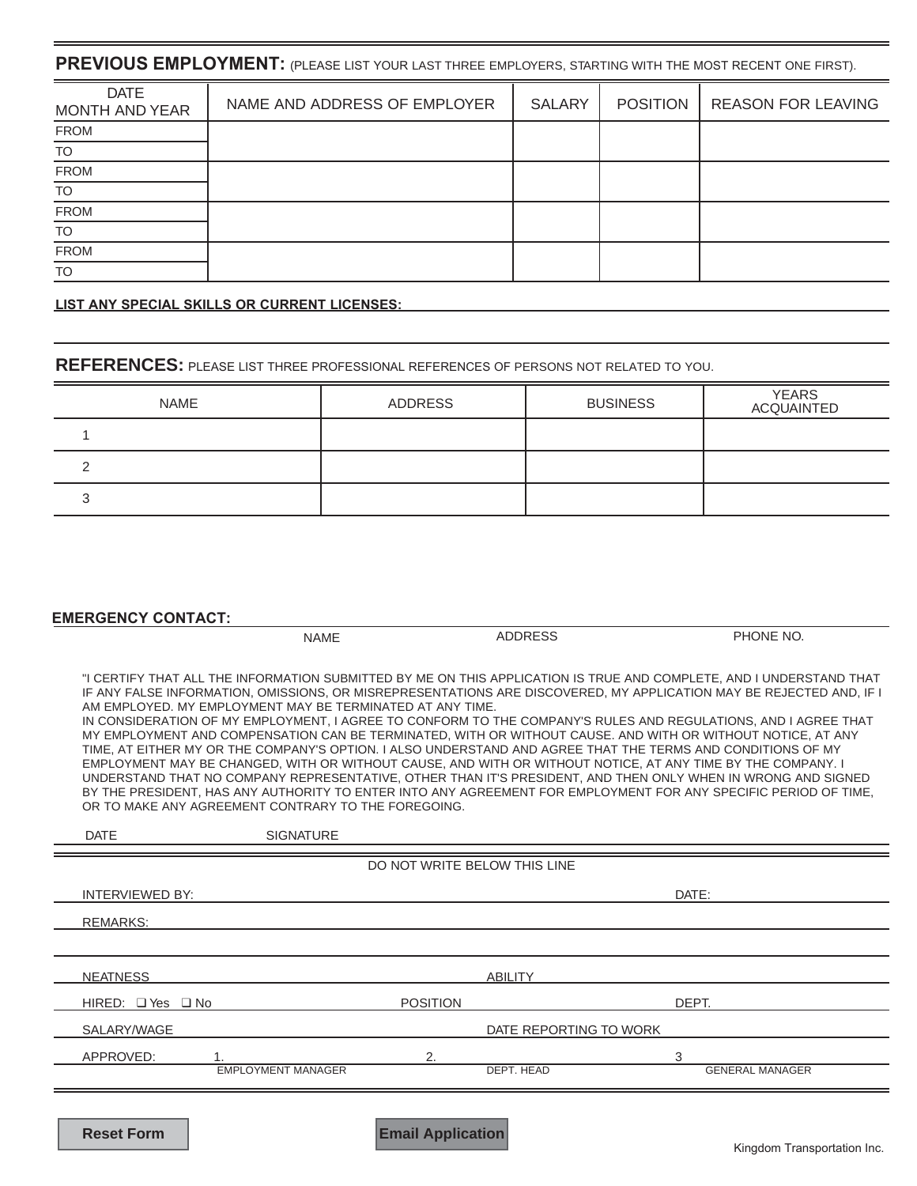## PREVIOUS EMPLOYMENT: (PLEASE LIST YOUR LAST THREE EMPLOYERS, STARTING WITH THE MOST RECENT ONE FIRST).

| DATE MONTH AND YEAR | NAME AND ADDRESS OF EMPLOYER | SALARY | POSITION | REASON FOR LEAVING |
|---|---|---|---|---|
| FROM | | | | |
| TO | | | | |
| FROM | | | | |
| TO | | | | |
| FROM | | | | |
| TO | | | | |
| FROM | | | | |
| TO | | | | |

**LIST ANY SPECIAL SKILLS OR CURRENT LICENSES:**

## REFERENCES: PLEASE LIST THREE PROFESSIONAL REFERENCES OF PERSONS NOT RELATED TO YOU.

| NAME | ADDRESS | BUSINESS | YEARS ACQUAINTED |
|---|---|---|---|
| 1 | | | |
| 2 | | | |
| 3 | | | |

**EMERGENCY CONTACT:**

NAME ADDRESS PHONE NO.

"I CERTIFY THAT ALL THE INFORMATION SUBMITTED BY ME ON THIS APPLICATION IS TRUE AND COMPLETE, AND I UNDERSTAND THAT IF ANY FALSE INFORMATION, OMISSIONS, OR MISREPRESENTATIONS ARE DISCOVERED, MY APPLICATION MAY BE REJECTED AND, IF I AM EMPLOYED. MY EMPLOYMENT MAY BE TERMINATED AT ANY TIME.
IN CONSIDERATION OF MY EMPLOYMENT, I AGREE TO CONFORM TO THE COMPANY'S RULES AND REGULATIONS, AND I AGREE THAT MY EMPLOYMENT AND COMPENSATION CAN BE TERMINATED, WITH OR WITHOUT CAUSE. AND WITH OR WITHOUT NOTICE, AT ANY TIME, AT EITHER MY OR THE COMPANY'S OPTION. I ALSO UNDERSTAND AND AGREE THAT THE TERMS AND CONDITIONS OF MY EMPLOYMENT MAY BE CHANGED, WITH OR WITHOUT CAUSE, AND WITH OR WITHOUT NOTICE, AT ANY TIME BY THE COMPANY. I UNDERSTAND THAT NO COMPANY REPRESENTATIVE, OTHER THAN IT'S PRESIDENT, AND THEN ONLY WHEN IN WRONG AND SIGNED BY THE PRESIDENT, HAS ANY AUTHORITY TO ENTER INTO ANY AGREEMENT FOR EMPLOYMENT FOR ANY SPECIFIC PERIOD OF TIME, OR TO MAKE ANY AGREEMENT CONTRARY TO THE FOREGOING.

DATE SIGNATURE

DO NOT WRITE BELOW THIS LINE

INTERVIEWED BY: DATE:

REMARKS:

NEATNESS ABILITY

HIRED: ❑ Yes ❑ No POSITION DEPT.

SALARY/WAGE DATE REPORTING TO WORK

APPROVED: 1. EMPLOYMENT MANAGER 2. DEPT. HEAD 3 GENERAL MANAGER

Reset Form Email Application

Kingdom Transportation Inc.